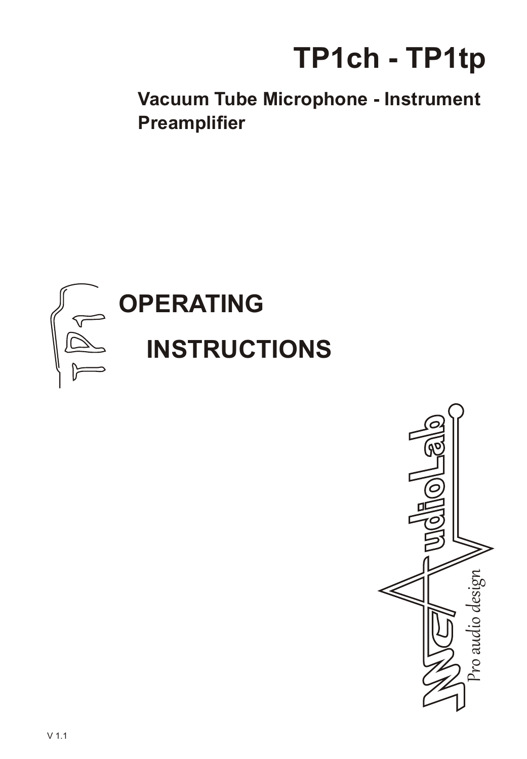# TP1ch - TP1tp

## Vacuum Tube Microphone - Instrument Preamplifier

# OPERATING INSTRUCTIONS

MCAudioLab

Pro audio design

V 1.1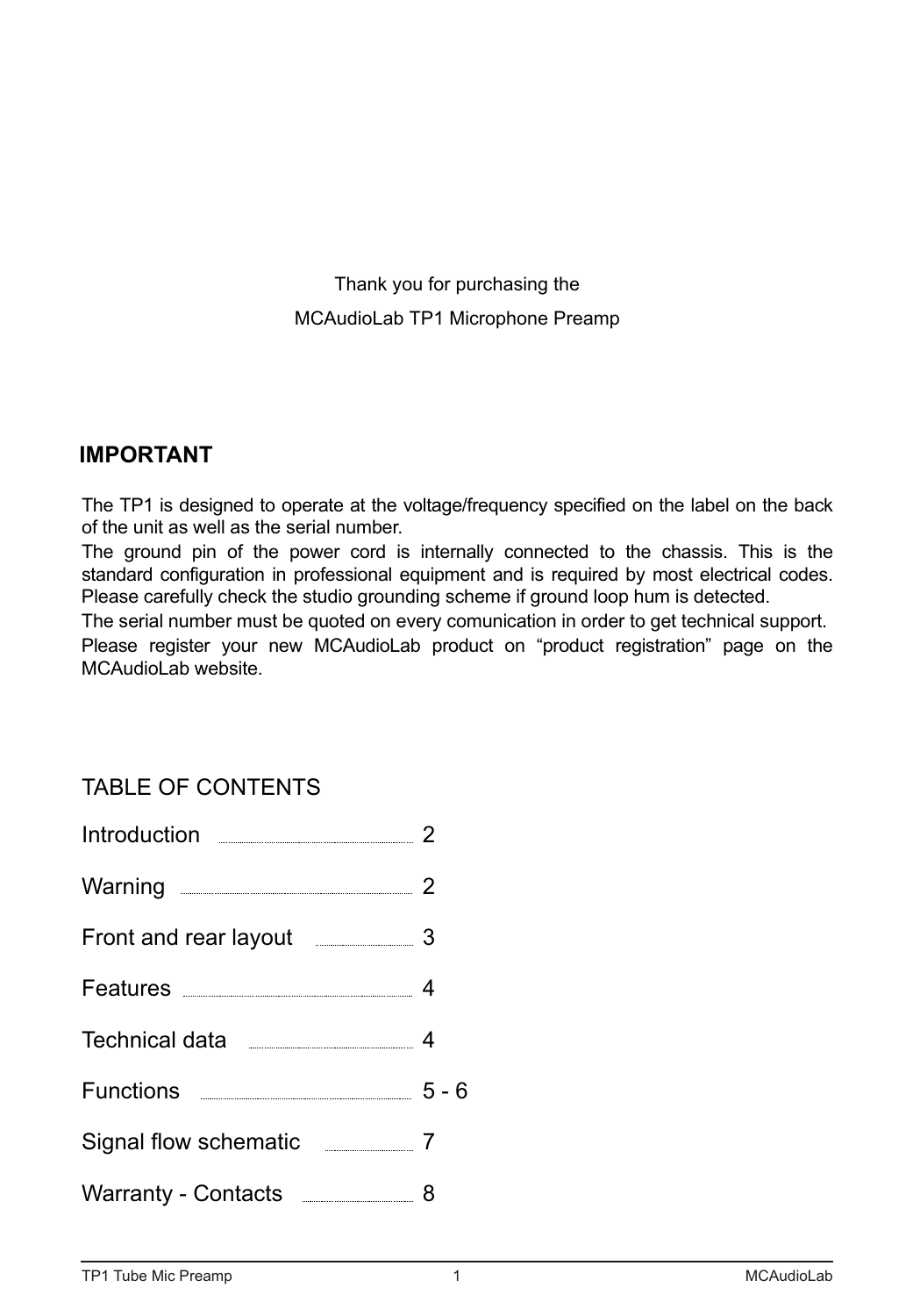Thank you for purchasing the

MCAudioLab TP1 Microphone Preamp

## IMPORTANT

The TP1 is designed to operate at the voltage/frequency specified on the label on the back of the unit as well as the serial number.

The ground pin of the power cord is internally connected to the chassis. This is the standard configuration in professional equipment and is required by most electrical codes. Please carefully check the studio grounding scheme if ground loop hum is detected.

The serial number must be quoted on every comunication in order to get technical support.

Please register your new MCAudioLab product on “product registration” page on the MCAudioLab website.

## TABLE OF CONTENTS

| Section | Page |
| --- | --- |
| Introduction | 2 |
| Warning | 2 |
| Front and rear layout | 3 |
| Features | 4 |
| Technical data | 4 |
| Functions | 5 - 6 |
| Signal flow schematic | 7 |
| Warranty - Contacts | 8 |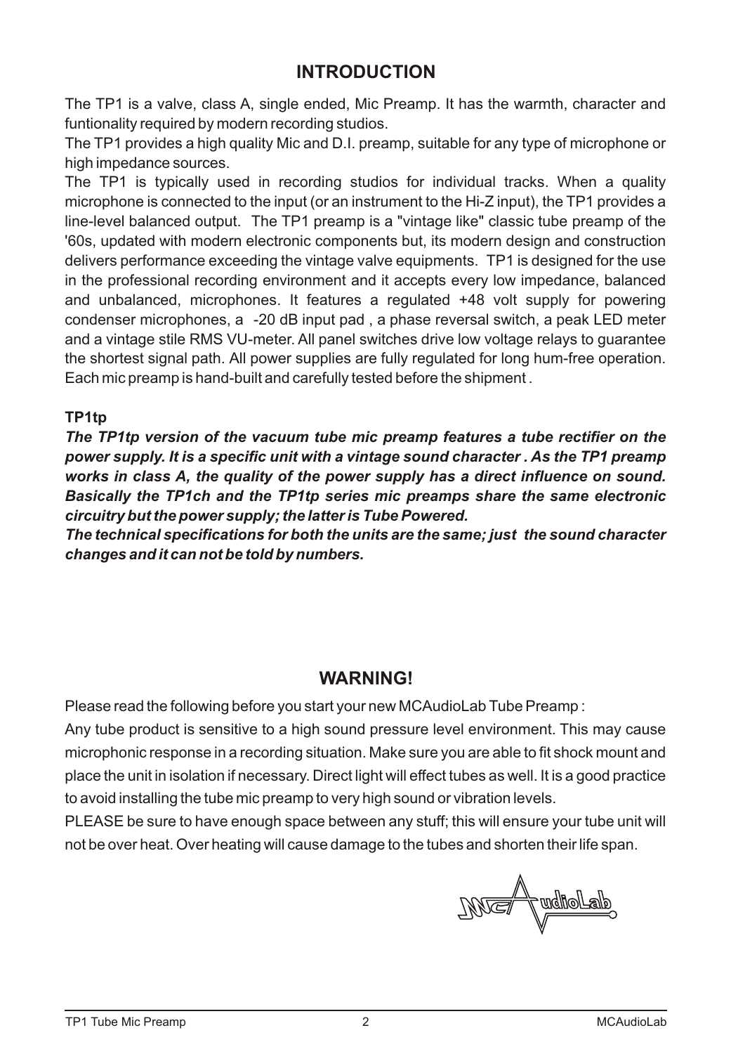## INTRODUCTION

The TP1 is a valve, class A, single ended, Mic Preamp. It has the warmth, character and funtionality required by modern recording studios.

The TP1 provides a high quality Mic and D.I. preamp, suitable for any type of microphone or high impedance sources.

The TP1 is typically used in recording studios for individual tracks. When a quality microphone is connected to the input (or an instrument to the Hi-Z input), the TP1 provides a line-level balanced output. The TP1 preamp is a "vintage like" classic tube preamp of the '60s, updated with modern electronic components but, its modern design and construction delivers performance exceeding the vintage valve equipments. TP1 is designed for the use in the professional recording environment and it accepts every low impedance, balanced and unbalanced, microphones. It features a regulated +48 volt supply for powering condenser microphones, a -20 dB input pad , a phase reversal switch, a peak LED meter and a vintage stile RMS VU-meter. All panel switches drive low voltage relays to guarantee the shortest signal path. All power supplies are fully regulated for long hum-free operation. Each mic preamp is hand-built and carefully tested before the shipment .

### TP1tp

***The TP1tp version of the vacuum tube mic preamp features a tube rectifier on the power supply. It is a specific unit with a vintage sound character . As the TP1 preamp works in class A, the quality of the power supply has a direct influence on sound. Basically the TP1ch and the TP1tp series mic preamps share the same electronic circuitry but the power supply; the latter is Tube Powered.***

***The technical specifications for both the units are the same; just the sound character changes and it can not be told by numbers.***

## WARNING!

Please read the following before you start your new MCAudioLab Tube Preamp :

Any tube product is sensitive to a high sound pressure level environment. This may cause microphonic response in a recording situation. Make sure you are able to fit shock mount and place the unit in isolation if necessary. Direct light will effect tubes as well. It is a good practice to avoid installing the tube mic preamp to very high sound or vibration levels.

PLEASE be sure to have enough space between any stuff; this will ensure your tube unit will not be over heat. Over heating will cause damage to the tubes and shorten their life span.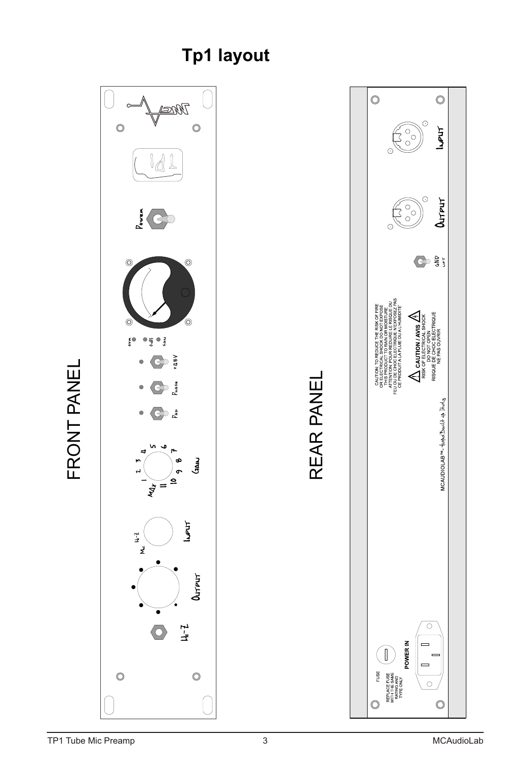# Tp1 layout

FRONT PANEL

REAR PANEL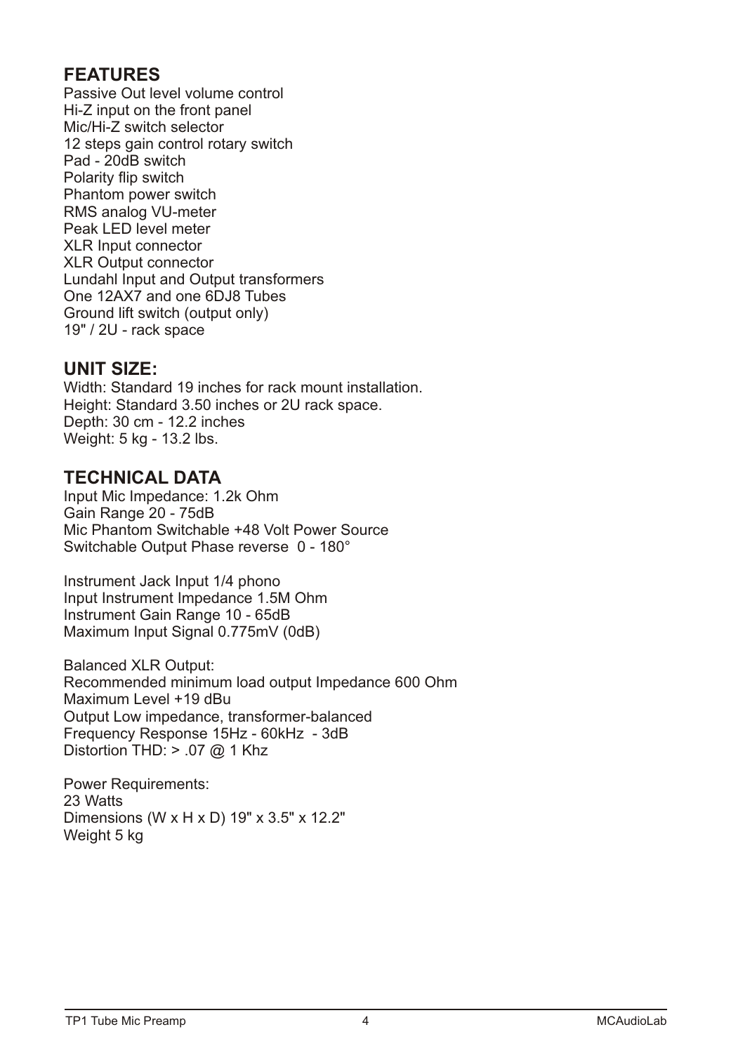## FEATURES

Passive Out level volume control
Hi-Z input on the front panel
Mic/Hi-Z switch selector
12 steps gain control rotary switch
Pad - 20dB switch
Polarity flip switch
Phantom power switch
RMS analog VU-meter
Peak LED level meter
XLR Input connector
XLR Output connector
Lundahl Input and Output transformers
One 12AX7 and one 6DJ8 Tubes
Ground lift switch (output only)
19" / 2U - rack space

## UNIT SIZE:

Width: Standard 19 inches for rack mount installation.
Height: Standard 3.50 inches or 2U rack space.
Depth: 30 cm - 12.2 inches
Weight: 5 kg - 13.2 lbs.

## TECHNICAL DATA

Input Mic Impedance: 1.2k Ohm
Gain Range 20 - 75dB
Mic Phantom Switchable +48 Volt Power Source
Switchable Output Phase reverse 0 - 180°

Instrument Jack Input 1/4 phono
Input Instrument Impedance 1.5M Ohm
Instrument Gain Range 10 - 65dB
Maximum Input Signal 0.775mV (0dB)

Balanced XLR Output:
Recommended minimum load output Impedance 600 Ohm
Maximum Level +19 dBu
Output Low impedance, transformer-balanced
Frequency Response 15Hz - 60kHz - 3dB
Distortion THD: > .07 @ 1 Khz

Power Requirements:
23 Watts
Dimensions (W x H x D) 19" x 3.5" x 12.2"
Weight 5 kg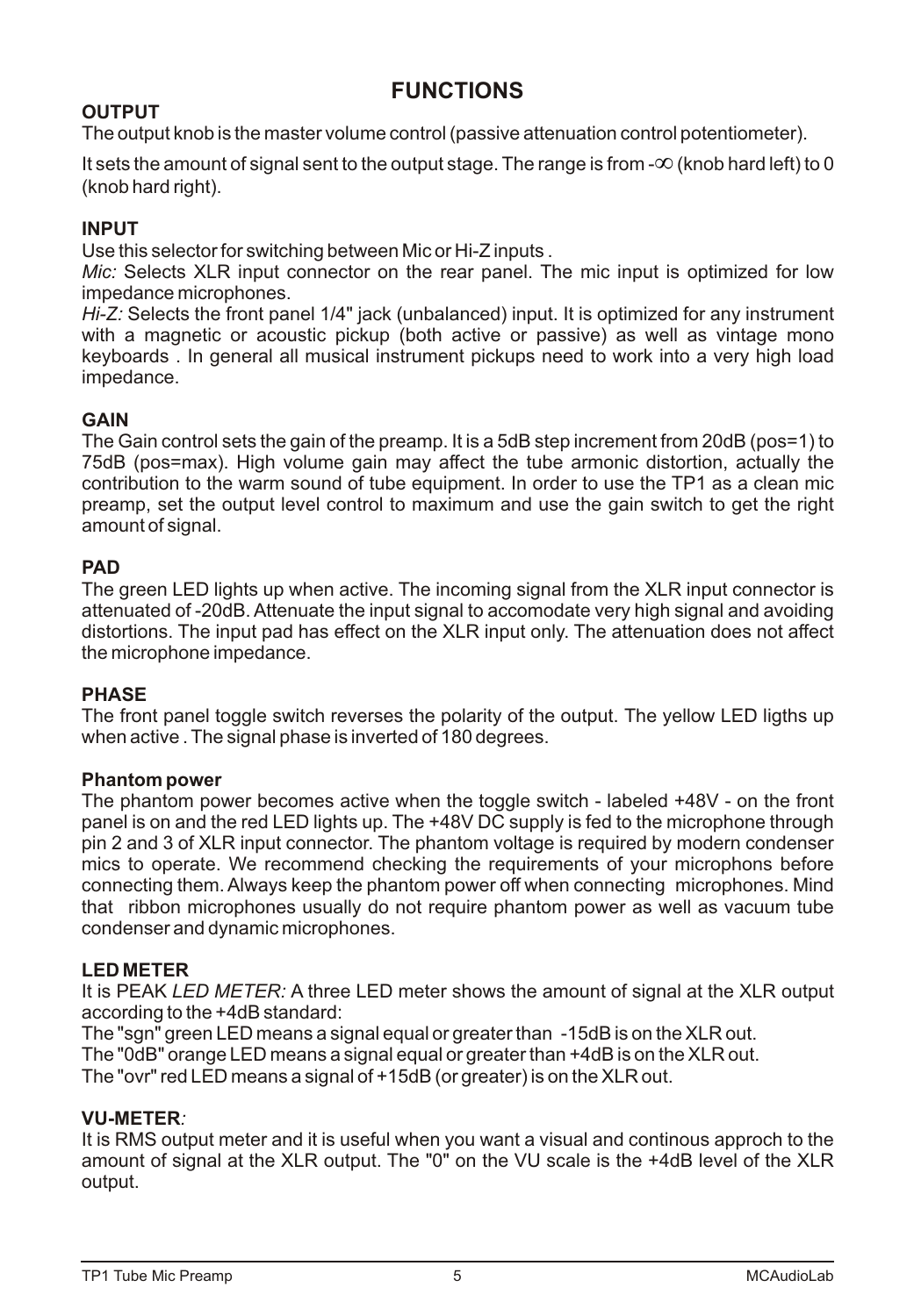# FUNCTIONS

**OUTPUT**

The output knob is the master volume control (passive attenuation control potentiometer).

It sets the amount of signal sent to the output stage. The range is from $-\infty$ (knob hard left) to 0 (knob hard right).

**INPUT**

Use this selector for switching between Mic or Hi-Z inputs .

*Mic:* Selects XLR input connector on the rear panel. The mic input is optimized for low impedance microphones.

*Hi-Z:* Selects the front panel 1/4" jack (unbalanced) input. It is optimized for any instrument with a magnetic or acoustic pickup (both active or passive) as well as vintage mono keyboards . In general all musical instrument pickups need to work into a very high load impedance.

**GAIN**

The Gain control sets the gain of the preamp. It is a 5dB step increment from 20dB (pos=1) to 75dB (pos=max). High volume gain may affect the tube armonic distortion, actually the contribution to the warm sound of tube equipment. In order to use the TP1 as a clean mic preamp, set the output level control to maximum and use the gain switch to get the right amount of signal.

**PAD**

The green LED lights up when active. The incoming signal from the XLR input connector is attenuated of -20dB. Attenuate the input signal to accomodate very high signal and avoiding distortions. The input pad has effect on the XLR input only. The attenuation does not affect the microphone impedance.

**PHASE**

The front panel toggle switch reverses the polarity of the output. The yellow LED ligths up when active . The signal phase is inverted of 180 degrees.

**Phantom power**

The phantom power becomes active when the toggle switch - labeled +48V - on the front panel is on and the red LED lights up. The +48V DC supply is fed to the microphone through pin 2 and 3 of XLR input connector. The phantom voltage is required by modern condenser mics to operate. We recommend checking the requirements of your microphons before connecting them. Always keep the phantom power off when connecting microphones. Mind that ribbon microphones usually do not require phantom power as well as vacuum tube condenser and dynamic microphones.

**LED METER**

It is PEAK *LED METER:* A three LED meter shows the amount of signal at the XLR output according to the +4dB standard:

The "sgn" green LED means a signal equal or greater than -15dB is on the XLR out.

The "0dB" orange LED means a signal equal or greater than +4dB is on the XLR out.

The "ovr" red LED means a signal of +15dB (or greater) is on the XLR out.

**VU-METER***:*

It is RMS output meter and it is useful when you want a visual and continous approch to the amount of signal at the XLR output. The "0" on the VU scale is the +4dB level of the XLR output.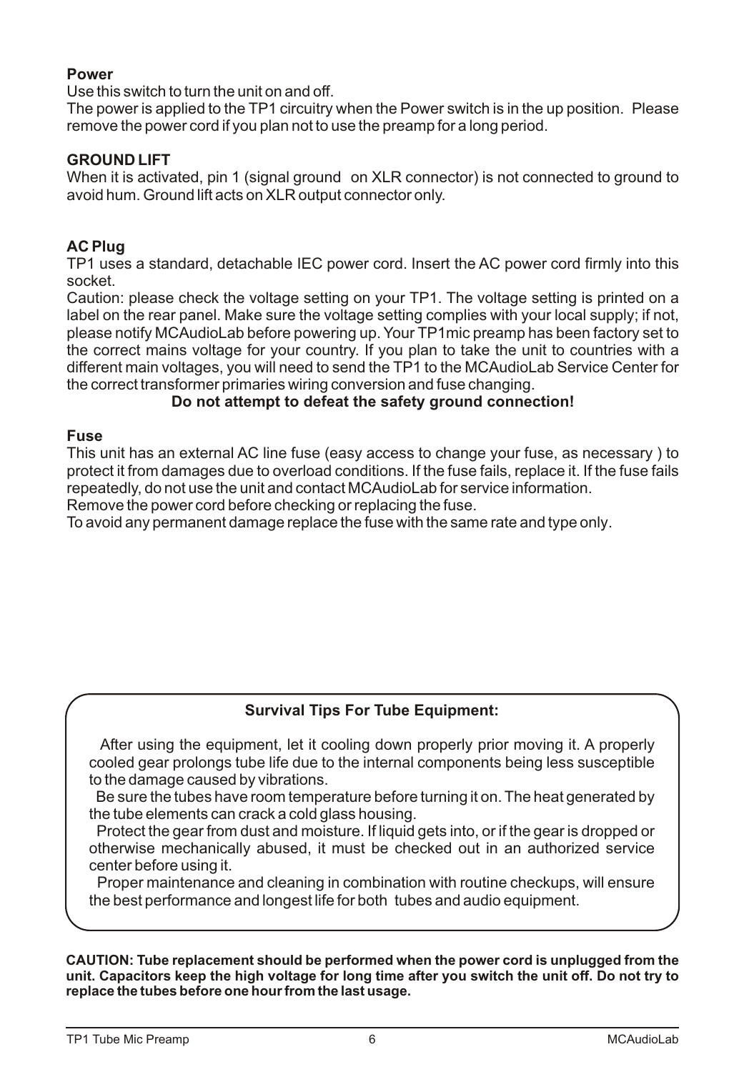**Power**

Use this switch to turn the unit on and off.
The power is applied to the TP1 circuitry when the Power switch is in the up position. Please remove the power cord if you plan not to use the preamp for a long period.

**GROUND LIFT**

When it is activated, pin 1 (signal ground on XLR connector) is not connected to ground to avoid hum. Ground lift acts on XLR output connector only.

**AC Plug**

TP1 uses a standard, detachable IEC power cord. Insert the AC power cord firmly into this socket.
Caution: please check the voltage setting on your TP1. The voltage setting is printed on a label on the rear panel. Make sure the voltage setting complies with your local supply; if not, please notify MCAudioLab before powering up. Your TP1mic preamp has been factory set to the correct mains voltage for your country. If you plan to take the unit to countries with a different main voltages, you will need to send the TP1 to the MCAudioLab Service Center for the correct transformer primaries wiring conversion and fuse changing.

**Do not attempt to defeat the safety ground connection!**

**Fuse**

This unit has an external AC line fuse (easy access to change your fuse, as necessary ) to protect it from damages due to overload conditions. If the fuse fails, replace it. If the fuse fails repeatedly, do not use the unit and contact MCAudioLab for service information.
Remove the power cord before checking or replacing the fuse.
To avoid any permanent damage replace the fuse with the same rate and type only.

**Survival Tips For Tube Equipment:**

After using the equipment, let it cooling down properly prior moving it. A properly cooled gear prolongs tube life due to the internal components being less susceptible to the damage caused by vibrations.

Be sure the tubes have room temperature before turning it on. The heat generated by the tube elements can crack a cold glass housing.

Protect the gear from dust and moisture. If liquid gets into, or if the gear is dropped or otherwise mechanically abused, it must be checked out in an authorized service center before using it.

Proper maintenance and cleaning in combination with routine checkups, will ensure the best performance and longest life for both tubes and audio equipment.

**CAUTION: Tube replacement should be performed when the power cord is unplugged from the unit. Capacitors keep the high voltage for long time after you switch the unit off. Do not try to replace the tubes before one hour from the last usage.**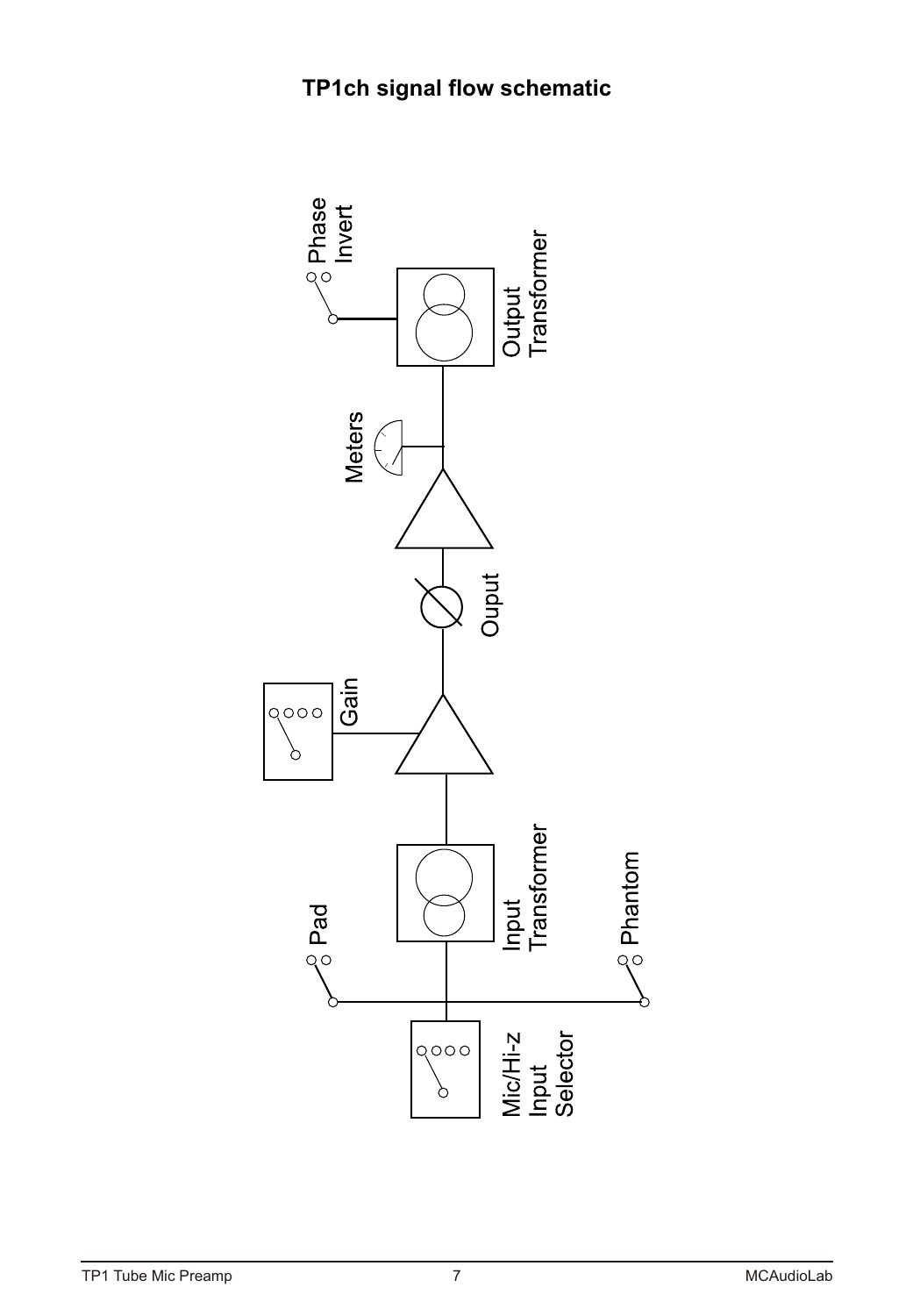# TP1ch signal flow schematic

Mic/Hi-z Input Selector

Pad

Phantom

Input Transformer

Gain

Ouput

Meters

Output Transformer

Phase Invert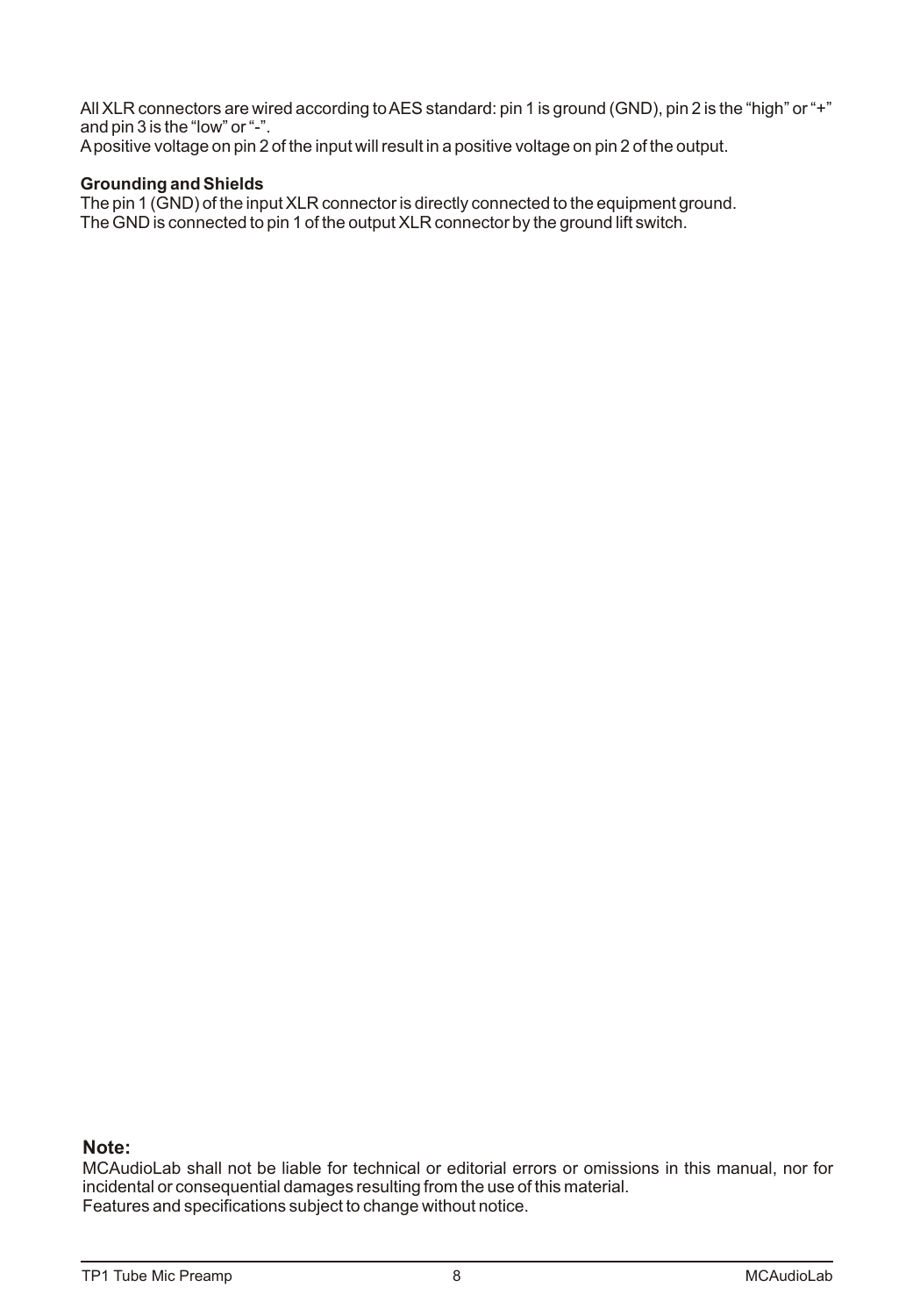All XLR connectors are wired according to AES standard: pin 1 is ground (GND), pin 2 is the “high” or “+” and pin 3 is the “low” or “-”.
A positive voltage on pin 2 of the input will result in a positive voltage on pin 2 of the output.

**Grounding and Shields**

The pin 1 (GND) of the input XLR connector is directly connected to the equipment ground.
The GND is connected to pin 1 of the output XLR connector by the ground lift switch.

**Note:**

MCAudioLab shall not be liable for technical or editorial errors or omissions in this manual, nor for incidental or consequential damages resulting from the use of this material.
Features and specifications subject to change without notice.